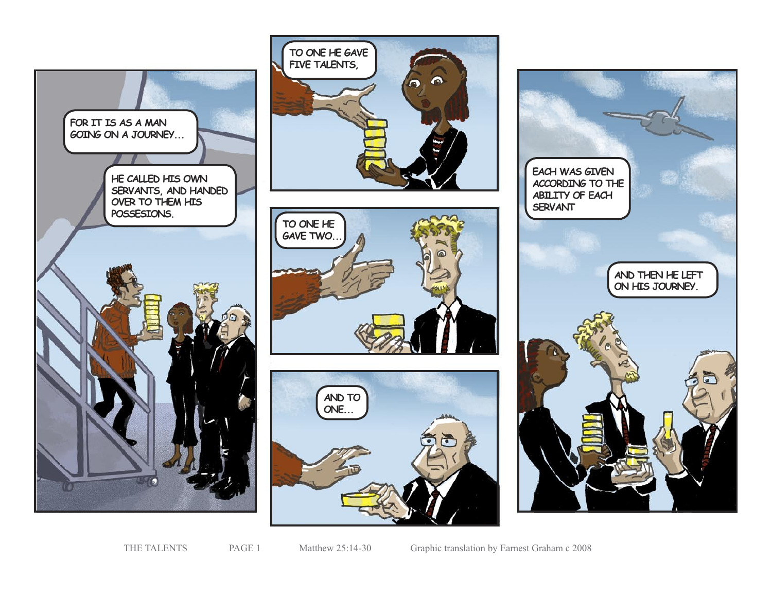FOR IT IS AS A MAN GOING ON A JOURNEY…

HE CALLED HIS OWN SERVANTS, AND HANDED OVER TO THEM HIS POSSESIONS.

TO ONE HE GAVE FIVE TALENTS,

TO ONE HE GAVE TWO…

AND TO ONE…

EACH WAS GIVEN ACCORDING TO THE ABILITY OF EACH SERVANT

AND THEN HE LEFT ON HIS JOURNEY.

THE TALENTS PAGE 1 Matthew 25:14-30 Graphic translation by Earnest Graham c 2008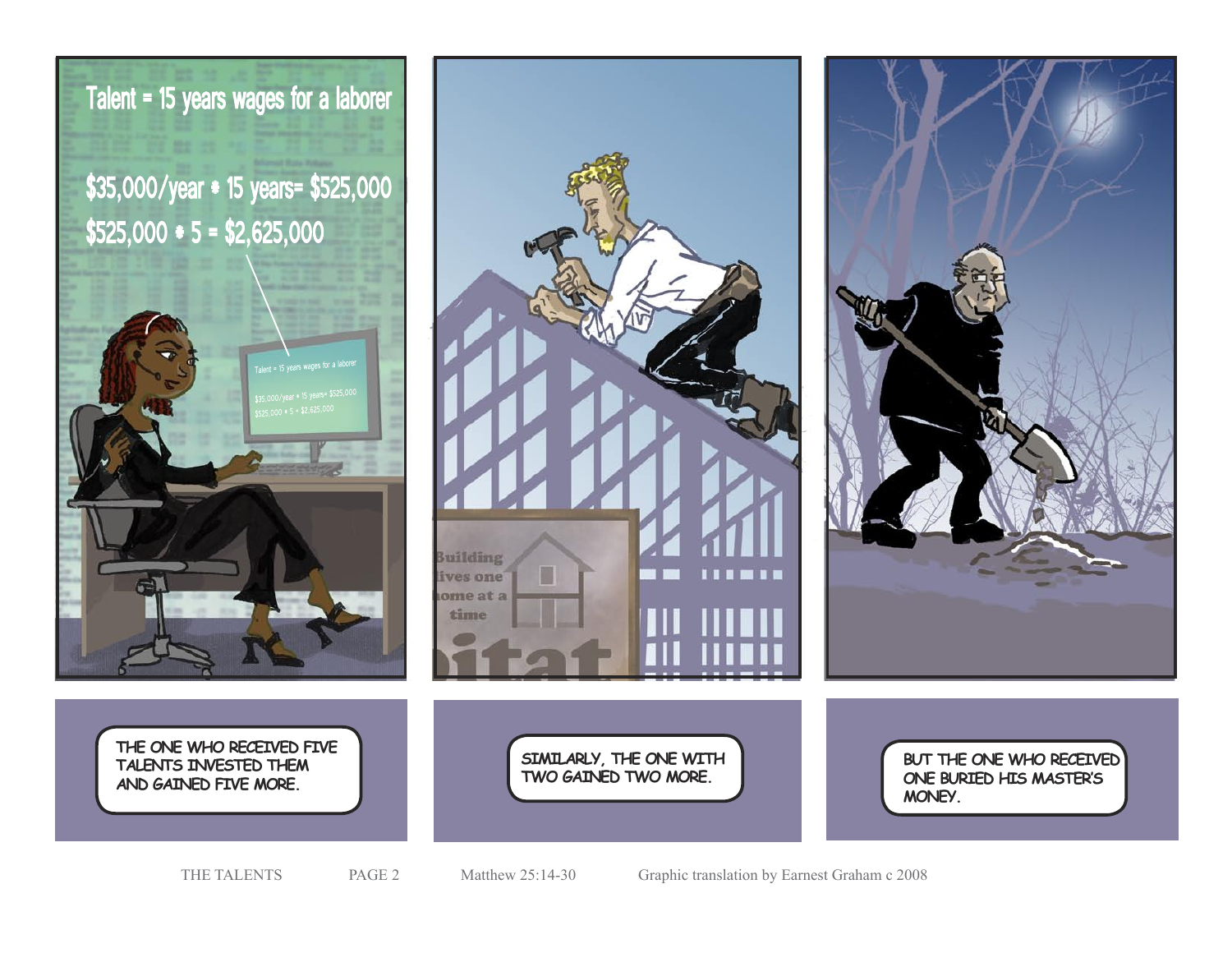Talent = 15 years wages for a laborer

$35,000/year * 15 years= $525,000

$525,000 * 5 = $2,625,000

THE ONE WHO RECEIVED FIVE TALENTS INVESTED THEM AND GAINED FIVE MORE.

Building lives one home at a time

SIMILARLY, THE ONE WITH TWO GAINED TWO MORE.

BUT THE ONE WHO RECEIVED ONE BURIED HIS MASTER'S MONEY.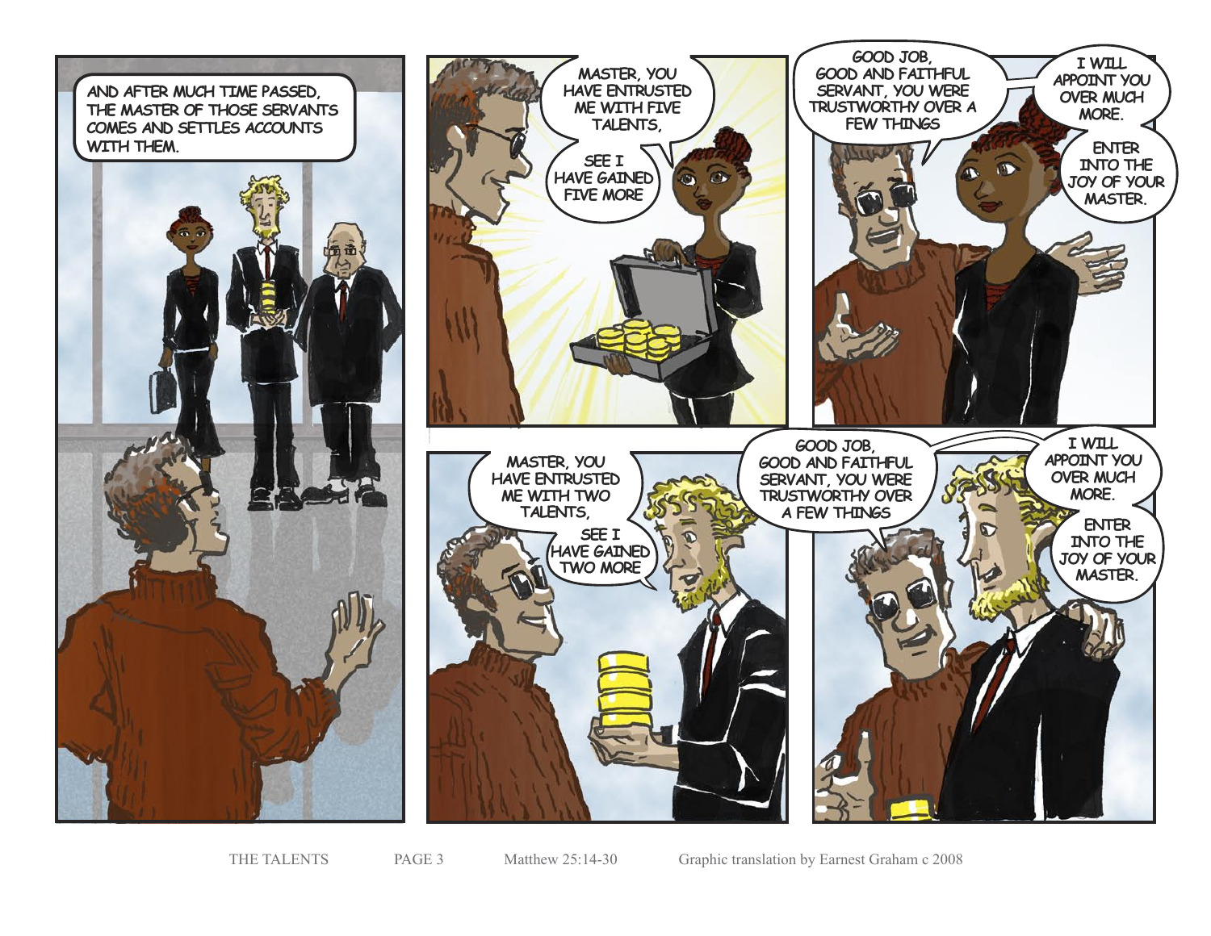AND AFTER MUCH TIME PASSED, THE MASTER OF THOSE SERVANTS COMES AND SETTLES ACCOUNTS WITH THEM.

MASTER, YOU HAVE ENTRUSTED ME WITH FIVE TALENTS,

SEE I HAVE GAINED FIVE MORE

GOOD JOB, GOOD AND FAITHFUL SERVANT, YOU WERE TRUSTWORTHY OVER A FEW THINGS

I WILL APPOINT YOU OVER MUCH MORE.

ENTER INTO THE JOY OF YOUR MASTER.

MASTER, YOU HAVE ENTRUSTED ME WITH TWO TALENTS,

SEE I HAVE GAINED TWO MORE

GOOD JOB, GOOD AND FAITHFUL SERVANT, YOU WERE TRUSTWORTHY OVER A FEW THINGS

I WILL APPOINT YOU OVER MUCH MORE.

ENTER INTO THE JOY OF YOUR MASTER.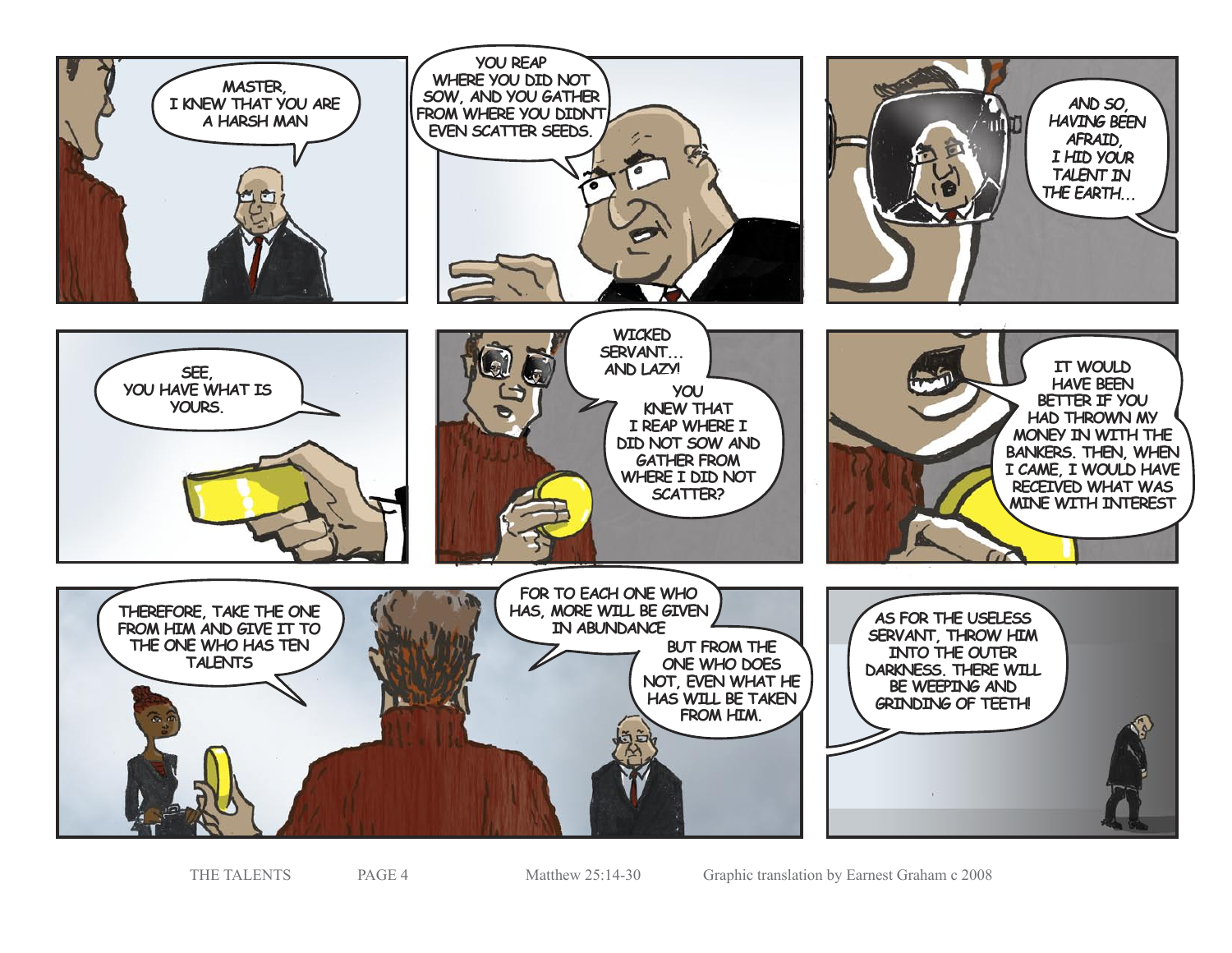MASTER, I KNEW THAT YOU ARE A HARSH MAN

YOU REAP WHERE YOU DID NOT SOW, AND YOU GATHER FROM WHERE YOU DIDN'T EVEN SCATTER SEEDS.

AND SO, HAVING BEEN AFRAID, I HID YOUR TALENT IN THE EARTH...

SEE, YOU HAVE WHAT IS YOURS.

WICKED SERVANT... AND LAZY!

YOU KNEW THAT I REAP WHERE I DID NOT SOW AND GATHER FROM WHERE I DID NOT SCATTER?

IT WOULD HAVE BEEN BETTER IF YOU HAD THROWN MY MONEY IN WITH THE BANKERS. THEN, WHEN I CAME, I WOULD HAVE RECEIVED WHAT WAS MINE WITH INTEREST

THEREFORE, TAKE THE ONE FROM HIM AND GIVE IT TO THE ONE WHO HAS TEN TALENTS

FOR TO EACH ONE WHO HAS, MORE WILL BE GIVEN IN ABUNDANCE

BUT FROM THE ONE WHO DOES NOT, EVEN WHAT HE HAS WILL BE TAKEN FROM HIM.

AS FOR THE USELESS SERVANT, THROW HIM INTO THE OUTER DARKNESS. THERE WILL BE WEEPING AND GRINDING OF TEETH!

THE TALENTS PAGE 4 Matthew 25:14-30 Graphic translation by Earnest Graham c 2008